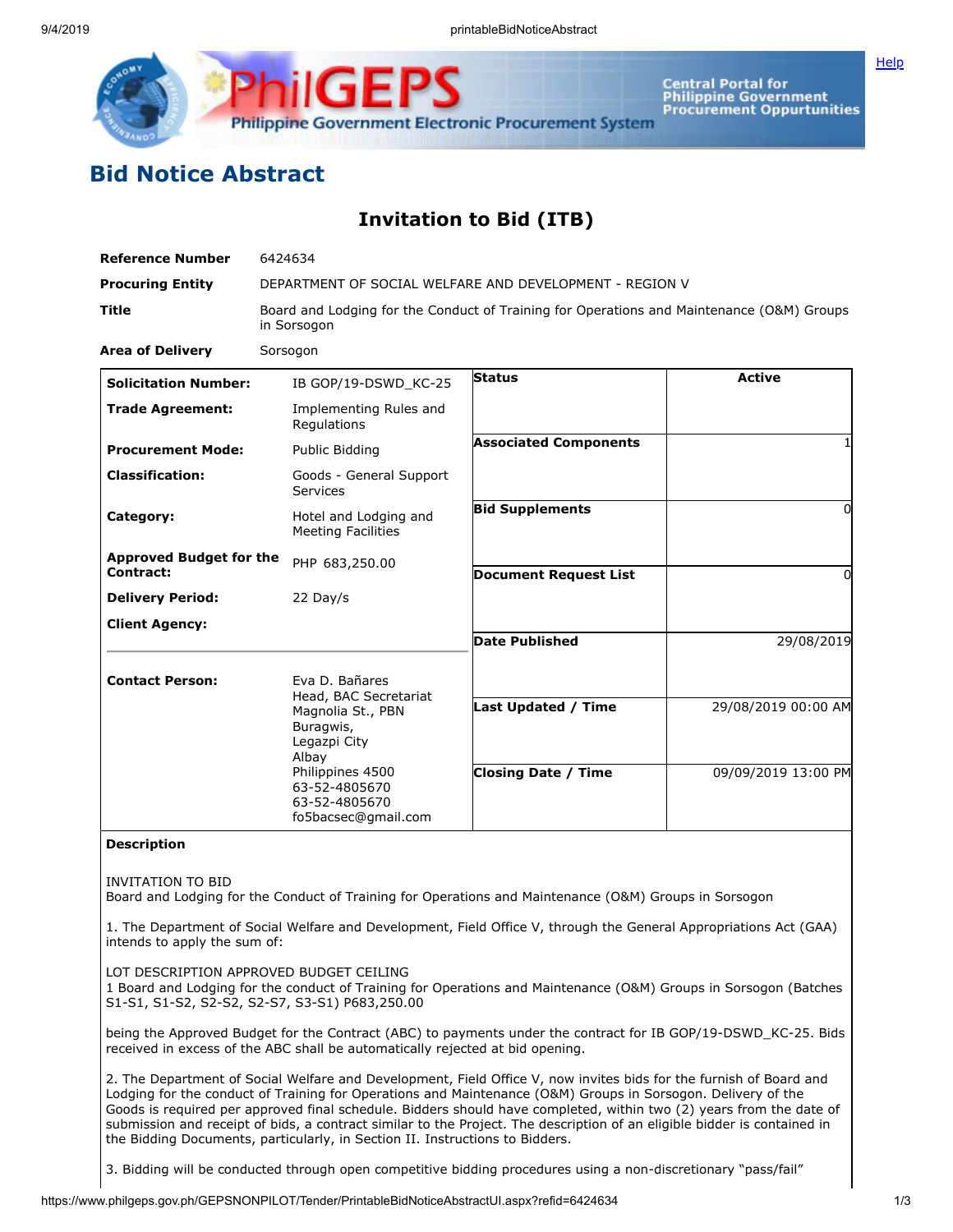# Bid Notice Abstract

## Invitation to Bid (ITB)

| | |
|---|---|
| **Reference Number** | 6424634 |
| **Procuring Entity** | DEPARTMENT OF SOCIAL WELFARE AND DEVELOPMENT - REGION V |
| **Title** | Board and Lodging for the Conduct of Training for Operations and Maintenance (O&M) Groups in Sorsogon |
| **Area of Delivery** | Sorsogon |

| | | | |
|---|---|---|---|
| **Solicitation Number:** | IB GOP/19-DSWD_KC-25 | **Status** | Active |
| **Trade Agreement:** | Implementing Rules and Regulations | | |
| **Procurement Mode:** | Public Bidding | **Associated Components** | 1 |
| **Classification:** | Goods - General Support Services | | |
| **Category:** | Hotel and Lodging and Meeting Facilities | **Bid Supplements** | 0 |
| **Approved Budget for the Contract:** | PHP 683,250.00 | **Document Request List** | 0 |
| **Delivery Period:** | 22 Day/s | | |
| **Client Agency:** | | **Date Published** | 29/08/2019 |
| **Contact Person:** | Eva D. Bañares<br>Head, BAC Secretariat<br>Magnolia St., PBN<br>Buragwis,<br>Legazpi City<br>Albay<br>Philippines 4500<br>63-52-4805670<br>63-52-4805670<br>fo5bacsec@gmail.com | **Last Updated / Time** | 29/08/2019 00:00 AM |
| | | **Closing Date / Time** | 09/09/2019 13:00 PM |

**Description**

INVITATION TO BID
Board and Lodging for the Conduct of Training for Operations and Maintenance (O&M) Groups in Sorsogon

1. The Department of Social Welfare and Development, Field Office V, through the General Appropriations Act (GAA) intends to apply the sum of:

LOT DESCRIPTION APPROVED BUDGET CEILING
1 Board and Lodging for the conduct of Training for Operations and Maintenance (O&M) Groups in Sorsogon (Batches S1-S1, S1-S2, S2-S2, S2-S7, S3-S1) P683,250.00

being the Approved Budget for the Contract (ABC) to payments under the contract for IB GOP/19-DSWD_KC-25. Bids received in excess of the ABC shall be automatically rejected at bid opening.

2. The Department of Social Welfare and Development, Field Office V, now invites bids for the furnish of Board and Lodging for the conduct of Training for Operations and Maintenance (O&M) Groups in Sorsogon. Delivery of the Goods is required per approved final schedule. Bidders should have completed, within two (2) years from the date of submission and receipt of bids, a contract similar to the Project. The description of an eligible bidder is contained in the Bidding Documents, particularly, in Section II. Instructions to Bidders.

3. Bidding will be conducted through open competitive bidding procedures using a non-discretionary "pass/fail"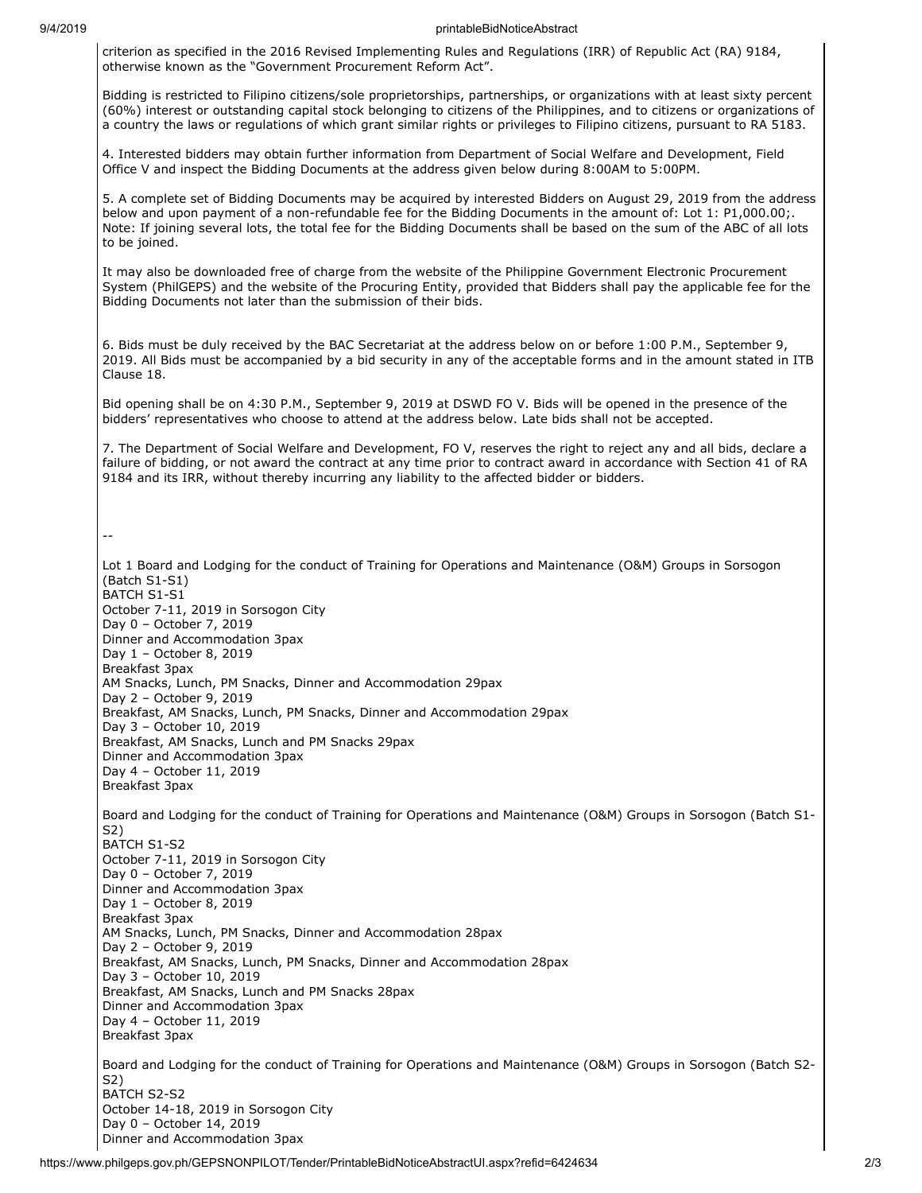criterion as specified in the 2016 Revised Implementing Rules and Regulations (IRR) of Republic Act (RA) 9184, otherwise known as the "Government Procurement Reform Act".

Bidding is restricted to Filipino citizens/sole proprietorships, partnerships, or organizations with at least sixty percent (60%) interest or outstanding capital stock belonging to citizens of the Philippines, and to citizens or organizations of a country the laws or regulations of which grant similar rights or privileges to Filipino citizens, pursuant to RA 5183.

4. Interested bidders may obtain further information from Department of Social Welfare and Development, Field Office V and inspect the Bidding Documents at the address given below during 8:00AM to 5:00PM.

5. A complete set of Bidding Documents may be acquired by interested Bidders on August 29, 2019 from the address below and upon payment of a non-refundable fee for the Bidding Documents in the amount of: Lot 1: P1,000.00;. Note: If joining several lots, the total fee for the Bidding Documents shall be based on the sum of the ABC of all lots to be joined.

It may also be downloaded free of charge from the website of the Philippine Government Electronic Procurement System (PhilGEPS) and the website of the Procuring Entity, provided that Bidders shall pay the applicable fee for the Bidding Documents not later than the submission of their bids.

6. Bids must be duly received by the BAC Secretariat at the address below on or before 1:00 P.M., September 9, 2019. All Bids must be accompanied by a bid security in any of the acceptable forms and in the amount stated in ITB Clause 18.

Bid opening shall be on 4:30 P.M., September 9, 2019 at DSWD FO V. Bids will be opened in the presence of the bidders' representatives who choose to attend at the address below. Late bids shall not be accepted.

7. The Department of Social Welfare and Development, FO V, reserves the right to reject any and all bids, declare a failure of bidding, or not award the contract at any time prior to contract award in accordance with Section 41 of RA 9184 and its IRR, without thereby incurring any liability to the affected bidder or bidders.

--

Lot 1 Board and Lodging for the conduct of Training for Operations and Maintenance (O&M) Groups in Sorsogon (Batch S1-S1)
BATCH S1-S1
October 7-11, 2019 in Sorsogon City
Day 0 – October 7, 2019
Dinner and Accommodation 3pax
Day 1 – October 8, 2019
Breakfast 3pax
AM Snacks, Lunch, PM Snacks, Dinner and Accommodation 29pax
Day 2 – October 9, 2019
Breakfast, AM Snacks, Lunch, PM Snacks, Dinner and Accommodation 29pax
Day 3 – October 10, 2019
Breakfast, AM Snacks, Lunch and PM Snacks 29pax
Dinner and Accommodation 3pax
Day 4 – October 11, 2019
Breakfast 3pax

Board and Lodging for the conduct of Training for Operations and Maintenance (O&M) Groups in Sorsogon (Batch S1-S2)
BATCH S1-S2
October 7-11, 2019 in Sorsogon City
Day 0 – October 7, 2019
Dinner and Accommodation 3pax
Day 1 – October 8, 2019
Breakfast 3pax
AM Snacks, Lunch, PM Snacks, Dinner and Accommodation 28pax
Day 2 – October 9, 2019
Breakfast, AM Snacks, Lunch, PM Snacks, Dinner and Accommodation 28pax
Day 3 – October 10, 2019
Breakfast, AM Snacks, Lunch and PM Snacks 28pax
Dinner and Accommodation 3pax
Day 4 – October 11, 2019
Breakfast 3pax

Board and Lodging for the conduct of Training for Operations and Maintenance (O&M) Groups in Sorsogon (Batch S2-S2)
BATCH S2-S2
October 14-18, 2019 in Sorsogon City
Day 0 – October 14, 2019
Dinner and Accommodation 3pax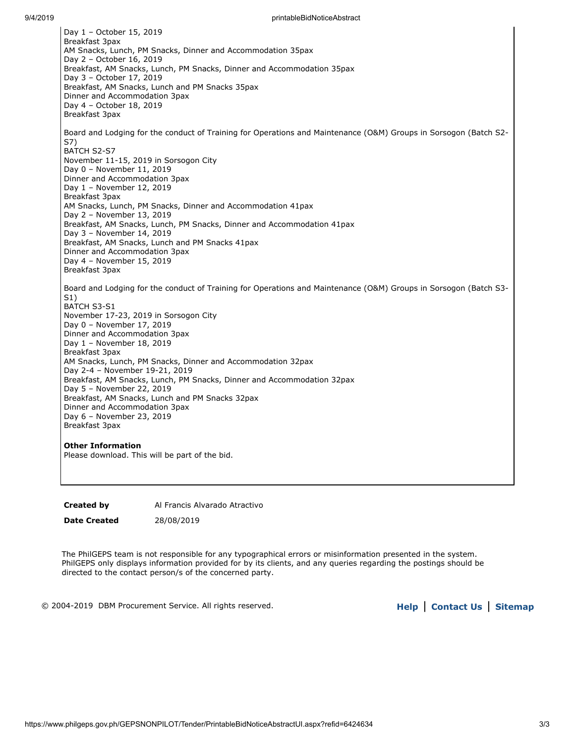Day 1 – October 15, 2019
Breakfast 3pax
AM Snacks, Lunch, PM Snacks, Dinner and Accommodation 35pax
Day 2 – October 16, 2019
Breakfast, AM Snacks, Lunch, PM Snacks, Dinner and Accommodation 35pax
Day 3 – October 17, 2019
Breakfast, AM Snacks, Lunch and PM Snacks 35pax
Dinner and Accommodation 3pax
Day 4 – October 18, 2019
Breakfast 3pax

Board and Lodging for the conduct of Training for Operations and Maintenance (O&M) Groups in Sorsogon (Batch S2-S7)
BATCH S2-S7
November 11-15, 2019 in Sorsogon City
Day 0 – November 11, 2019
Dinner and Accommodation 3pax
Day 1 – November 12, 2019
Breakfast 3pax
AM Snacks, Lunch, PM Snacks, Dinner and Accommodation 41pax
Day 2 – November 13, 2019
Breakfast, AM Snacks, Lunch, PM Snacks, Dinner and Accommodation 41pax
Day 3 – November 14, 2019
Breakfast, AM Snacks, Lunch and PM Snacks 41pax
Dinner and Accommodation 3pax
Day 4 – November 15, 2019
Breakfast 3pax

Board and Lodging for the conduct of Training for Operations and Maintenance (O&M) Groups in Sorsogon (Batch S3-S1)
BATCH S3-S1
November 17-23, 2019 in Sorsogon City
Day 0 – November 17, 2019
Dinner and Accommodation 3pax
Day 1 – November 18, 2019
Breakfast 3pax
AM Snacks, Lunch, PM Snacks, Dinner and Accommodation 32pax
Day 2-4 – November 19-21, 2019
Breakfast, AM Snacks, Lunch, PM Snacks, Dinner and Accommodation 32pax
Day 5 – November 22, 2019
Breakfast, AM Snacks, Lunch and PM Snacks 32pax
Dinner and Accommodation 3pax
Day 6 – November 23, 2019
Breakfast 3pax

**Other Information**
Please download. This will be part of the bid.

| | |
|---|---|
| **Created by** | Al Francis Alvarado Atractivo |
| **Date Created** | 28/08/2019 |

The PhilGEPS team is not responsible for any typographical errors or misinformation presented in the system. PhilGEPS only displays information provided for by its clients, and any queries regarding the postings should be directed to the contact person/s of the concerned party.

© 2004-2019 DBM Procurement Service. All rights reserved.

**Help** | **Contact Us** | **Sitemap**